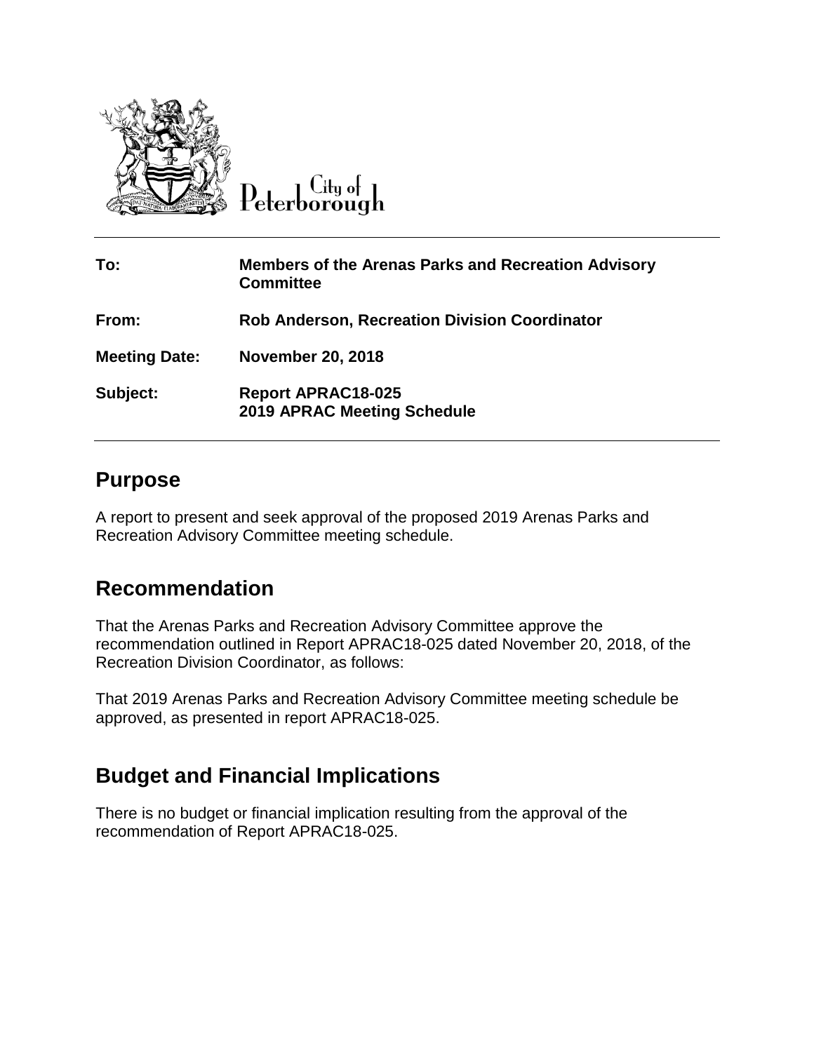City of Peterborough

| | |
|---|---|
| **To:** | **Members of the Arenas Parks and Recreation Advisory Committee** |
| **From:** | **Rob Anderson, Recreation Division Coordinator** |
| **Meeting Date:** | **November 20, 2018** |
| **Subject:** | **Report APRAC18-025**<br>**2019 APRAC Meeting Schedule** |

## Purpose

A report to present and seek approval of the proposed 2019 Arenas Parks and Recreation Advisory Committee meeting schedule.

## Recommendation

That the Arenas Parks and Recreation Advisory Committee approve the recommendation outlined in Report APRAC18-025 dated November 20, 2018, of the Recreation Division Coordinator, as follows:

That 2019 Arenas Parks and Recreation Advisory Committee meeting schedule be approved, as presented in report APRAC18-025.

## Budget and Financial Implications

There is no budget or financial implication resulting from the approval of the recommendation of Report APRAC18-025.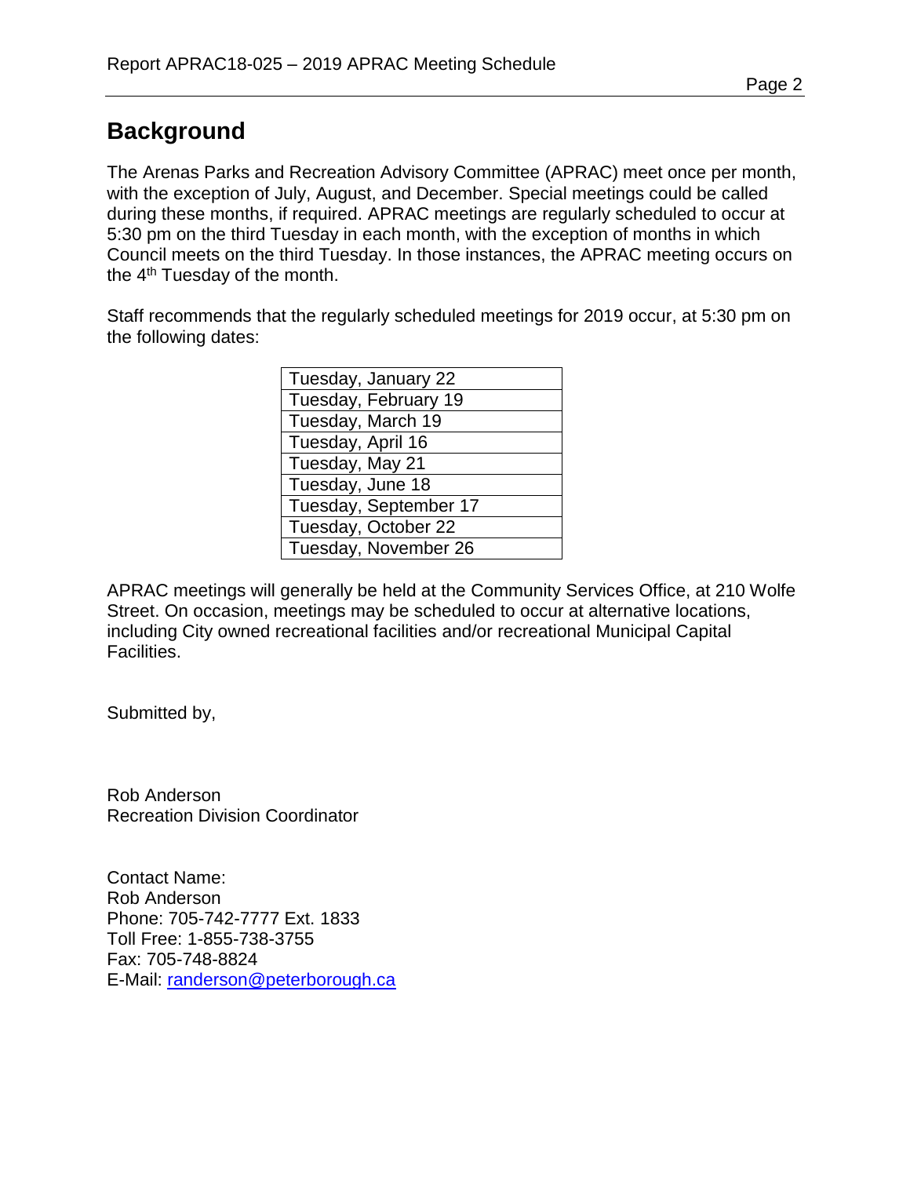## Background

The Arenas Parks and Recreation Advisory Committee (APRAC) meet once per month, with the exception of July, August, and December. Special meetings could be called during these months, if required. APRAC meetings are regularly scheduled to occur at 5:30 pm on the third Tuesday in each month, with the exception of months in which Council meets on the third Tuesday. In those instances, the APRAC meeting occurs on the 4th Tuesday of the month.

Staff recommends that the regularly scheduled meetings for 2019 occur, at 5:30 pm on the following dates:

| |
|---|
| Tuesday, January 22 |
| Tuesday, February 19 |
| Tuesday, March 19 |
| Tuesday, April 16 |
| Tuesday, May 21 |
| Tuesday, June 18 |
| Tuesday, September 17 |
| Tuesday, October 22 |
| Tuesday, November 26 |

APRAC meetings will generally be held at the Community Services Office, at 210 Wolfe Street. On occasion, meetings may be scheduled to occur at alternative locations, including City owned recreational facilities and/or recreational Municipal Capital Facilities.

Submitted by,

Rob Anderson
Recreation Division Coordinator

Contact Name:
Rob Anderson
Phone: 705-742-7777 Ext. 1833
Toll Free: 1-855-738-3755
Fax: 705-748-8824
E-Mail: randerson@peterborough.ca